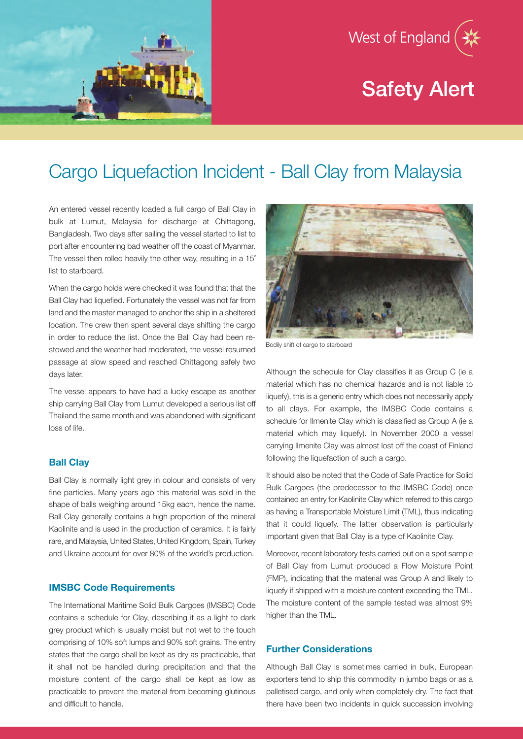West of England

# Safety Alert

## Cargo Liquefaction Incident - Ball Clay from Malaysia

An entered vessel recently loaded a full cargo of Ball Clay in bulk at Lumut, Malaysia for discharge at Chittagong, Bangladesh. Two days after sailing the vessel started to list to port after encountering bad weather off the coast of Myanmar. The vessel then rolled heavily the other way, resulting in a 15° list to starboard.

When the cargo holds were checked it was found that that the Ball Clay had liquefied. Fortunately the vessel was not far from land and the master managed to anchor the ship in a sheltered location. The crew then spent several days shifting the cargo in order to reduce the list. Once the Ball Clay had been re-stowed and the weather had moderated, the vessel resumed passage at slow speed and reached Chittagong safely two days later.

The vessel appears to have had a lucky escape as another ship carrying Ball Clay from Lumut developed a serious list off Thailand the same month and was abandoned with significant loss of life.

### Ball Clay

Ball Clay is normally light grey in colour and consists of very fine particles. Many years ago this material was sold in the shape of balls weighing around 15kg each, hence the name. Ball Clay generally contains a high proportion of the mineral Kaolinite and is used in the production of ceramics. It is fairly rare, and Malaysia, United States, United Kingdom, Spain, Turkey and Ukraine account for over 80% of the world's production.

### IMSBC Code Requirements

The International Maritime Solid Bulk Cargoes (IMSBC) Code contains a schedule for Clay, describing it as a light to dark grey product which is usually moist but not wet to the touch comprising of 10% soft lumps and 90% soft grains. The entry states that the cargo shall be kept as dry as practicable, that it shall not be handled during precipitation and that the moisture content of the cargo shall be kept as low as practicable to prevent the material from becoming glutinous and difficult to handle.

Bodily shift of cargo to starboard

Although the schedule for Clay classifies it as Group C (ie a material which has no chemical hazards and is not liable to liquefy), this is a generic entry which does not necessarily apply to all clays. For example, the IMSBC Code contains a schedule for Ilmenite Clay which is classified as Group A (ie a material which may liquefy). In November 2000 a vessel carrying Ilmenite Clay was almost lost off the coast of Finland following the liquefaction of such a cargo.

It should also be noted that the Code of Safe Practice for Solid Bulk Cargoes (the predecessor to the IMSBC Code) once contained an entry for Kaolinite Clay which referred to this cargo as having a Transportable Moisture Limit (TML), thus indicating that it could liquefy. The latter observation is particularly important given that Ball Clay is a type of Kaolinite Clay.

Moreover, recent laboratory tests carried out on a spot sample of Ball Clay from Lumut produced a Flow Moisture Point (FMP), indicating that the material was Group A and likely to liquefy if shipped with a moisture content exceeding the TML. The moisture content of the sample tested was almost 9% higher than the TML.

### Further Considerations

Although Ball Clay is sometimes carried in bulk, European exporters tend to ship this commodity in jumbo bags or as a palletised cargo, and only when completely dry. The fact that there have been two incidents in quick succession involving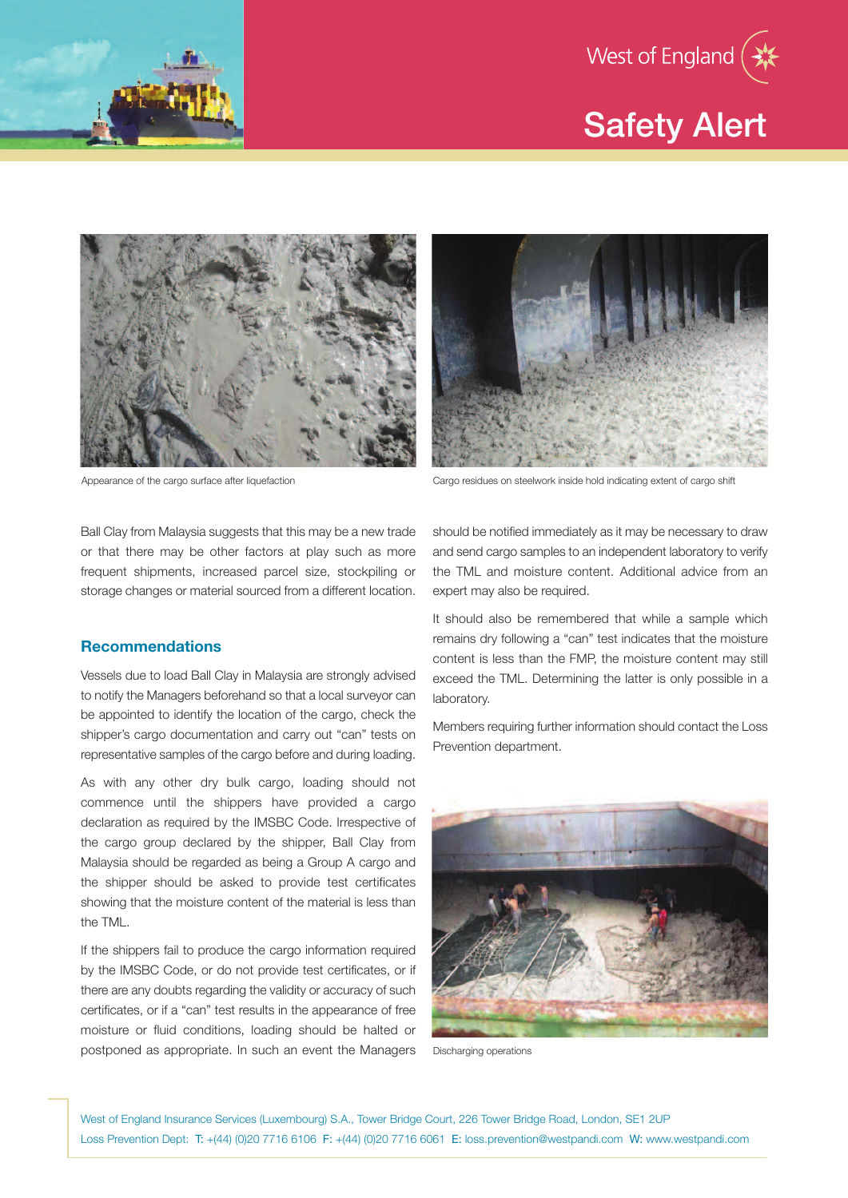Appearance of the cargo surface after liquefaction

Cargo residues on steelwork inside hold indicating extent of cargo shift

Ball Clay from Malaysia suggests that this may be a new trade or that there may be other factors at play such as more frequent shipments, increased parcel size, stockpiling or storage changes or material sourced from a different location.

## Recommendations

Vessels due to load Ball Clay in Malaysia are strongly advised to notify the Managers beforehand so that a local surveyor can be appointed to identify the location of the cargo, check the shipper's cargo documentation and carry out "can" tests on representative samples of the cargo before and during loading.

As with any other dry bulk cargo, loading should not commence until the shippers have provided a cargo declaration as required by the IMSBC Code. Irrespective of the cargo group declared by the shipper, Ball Clay from Malaysia should be regarded as being a Group A cargo and the shipper should be asked to provide test certificates showing that the moisture content of the material is less than the TML.

If the shippers fail to produce the cargo information required by the IMSBC Code, or do not provide test certificates, or if there are any doubts regarding the validity or accuracy of such certificates, or if a "can" test results in the appearance of free moisture or fluid conditions, loading should be halted or postponed as appropriate. In such an event the Managers should be notified immediately as it may be necessary to draw and send cargo samples to an independent laboratory to verify the TML and moisture content. Additional advice from an expert may also be required.

It should also be remembered that while a sample which remains dry following a "can" test indicates that the moisture content is less than the FMP, the moisture content may still exceed the TML. Determining the latter is only possible in a laboratory.

Members requiring further information should contact the Loss Prevention department.

Discharging operations

West of England Insurance Services (Luxembourg) S.A., Tower Bridge Court, 226 Tower Bridge Road, London, SE1 2UP
Loss Prevention Dept: T: +(44) (0)20 7716 6106 F: +(44) (0)20 7716 6061 E: loss.prevention@westpandi.com W: www.westpandi.com